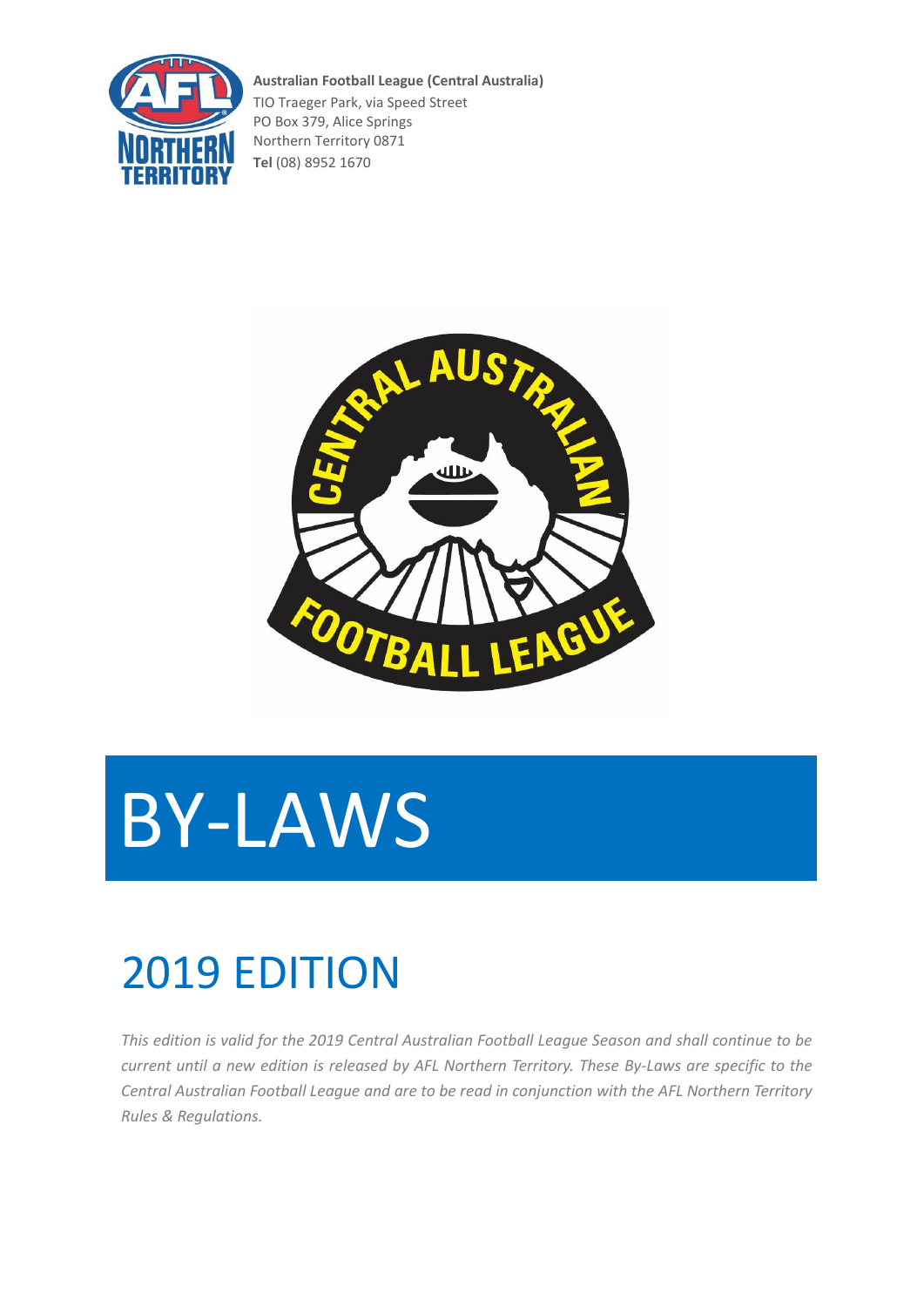**Australian Football League (Central Australia)**
TIO Traeger Park, via Speed Street
PO Box 379, Alice Springs
Northern Territory 0871
**Tel** (08) 8952 1670

# BY-LAWS

## 2019 EDITION

*This edition is valid for the 2019 Central Australian Football League Season and shall continue to be current until a new edition is released by AFL Northern Territory. These By-Laws are specific to the Central Australian Football League and are to be read in conjunction with the AFL Northern Territory Rules & Regulations.*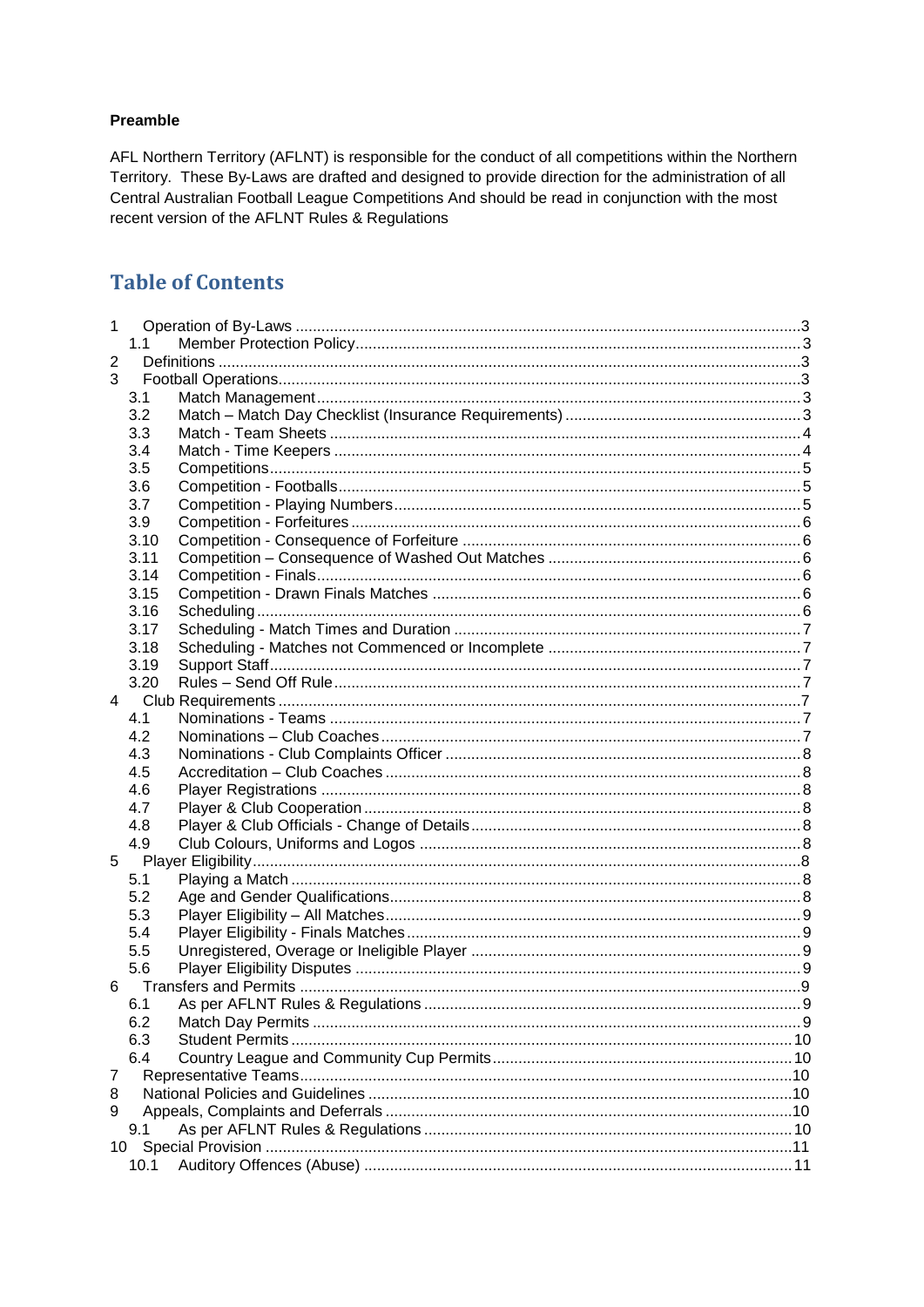**Preamble**

AFL Northern Territory (AFLNT) is responsible for the conduct of all competitions within the Northern Territory. These By-Laws are drafted and designed to provide direction for the administration of all Central Australian Football League Competitions And should be read in conjunction with the most recent version of the AFLNT Rules & Regulations

## Table of Contents

1 Operation of By-Laws ....................................................................................................3
  1.1 Member Protection Policy......................................................................................3
2 Definitions ......................................................................................................................3
3 Football Operations........................................................................................................3
  3.1 Match Management................................................................................................3
  3.2 Match – Match Day Checklist (Insurance Requirements).......................................3
  3.3 Match - Team Sheets .............................................................................................4
  3.4 Match - Time Keepers ............................................................................................4
  3.5 Competitions...........................................................................................................5
  3.6 Competition - Footballs...........................................................................................5
  3.7 Competition - Playing Numbers..............................................................................5
  3.9 Competition - Forfeitures........................................................................................6
  3.10 Competition - Consequence of Forfeiture ..............................................................6
  3.11 Competition – Consequence of Washed Out Matches ...........................................6
  3.14 Competition - Finals................................................................................................6
  3.15 Competition - Drawn Finals Matches .....................................................................6
  3.16 Scheduling..............................................................................................................6
  3.17 Scheduling - Match Times and Duration ................................................................7
  3.18 Scheduling - Matches not Commenced or Incomplete ...........................................7
  3.19 Support Staff...........................................................................................................7
  3.20 Rules – Send Off Rule............................................................................................7
4 Club Requirements ........................................................................................................7
  4.1 Nominations - Teams ............................................................................................7
  4.2 Nominations – Club Coaches.................................................................................7
  4.3 Nominations - Club Complaints Officer ..................................................................8
  4.5 Accreditation – Club Coaches ................................................................................8
  4.6 Player Registrations ...............................................................................................8
  4.7 Player & Club Cooperation .....................................................................................8
  4.8 Player & Club Officials - Change of Details............................................................8
  4.9 Club Colours, Uniforms and Logos ........................................................................8
5 Player Eligibility..............................................................................................................8
  5.1 Playing a Match ......................................................................................................8
  5.2 Age and Gender Qualifications...............................................................................8
  5.3 Player Eligibility – All Matches................................................................................9
  5.4 Player Eligibility - Finals Matches...........................................................................9
  5.5 Unregistered, Overage or Ineligible Player ............................................................9
  5.6 Player Eligibility Disputes .......................................................................................9
6 Transfers and Permits ...................................................................................................9
  6.1 As per AFLNT Rules & Regulations .......................................................................9
  6.2 Match Day Permits .................................................................................................9
  6.3 Student Permits ....................................................................................................10
  6.4 Country League and Community Cup Permits......................................................10
7 Representative Teams.................................................................................................10
8 National Policies and Guidelines ..................................................................................10
9 Appeals, Complaints and Deferrals ..............................................................................10
  9.1 As per AFLNT Rules & Regulations .....................................................................10
10 Special Provision .........................................................................................................11
  10.1 Auditory Offences (Abuse) ...................................................................................11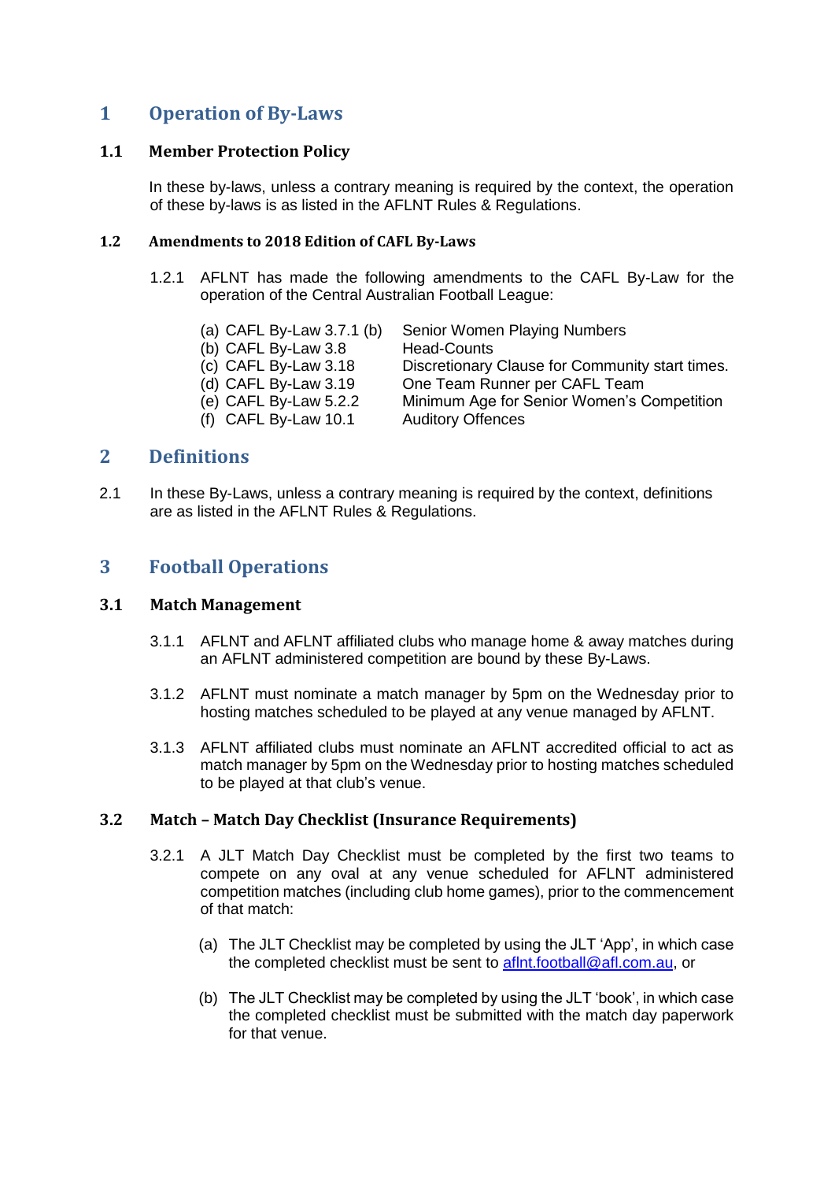# 1 Operation of By-Laws

## 1.1 Member Protection Policy

In these by-laws, unless a contrary meaning is required by the context, the operation of these by-laws is as listed in the AFLNT Rules & Regulations.

### 1.2 Amendments to 2018 Edition of CAFL By-Laws

1.2.1 AFLNT has made the following amendments to the CAFL By-Law for the operation of the Central Australian Football League:

| | |
|---|---|
| (a) CAFL By-Law 3.7.1 (b) | Senior Women Playing Numbers |
| (b) CAFL By-Law 3.8 | Head-Counts |
| (c) CAFL By-Law 3.18 | Discretionary Clause for Community start times. |
| (d) CAFL By-Law 3.19 | One Team Runner per CAFL Team |
| (e) CAFL By-Law 5.2.2 | Minimum Age for Senior Women's Competition |
| (f) CAFL By-Law 10.1 | Auditory Offences |

# 2 Definitions

2.1 In these By-Laws, unless a contrary meaning is required by the context, definitions are as listed in the AFLNT Rules & Regulations.

# 3 Football Operations

## 3.1 Match Management

3.1.1 AFLNT and AFLNT affiliated clubs who manage home & away matches during an AFLNT administered competition are bound by these By-Laws.

3.1.2 AFLNT must nominate a match manager by 5pm on the Wednesday prior to hosting matches scheduled to be played at any venue managed by AFLNT.

3.1.3 AFLNT affiliated clubs must nominate an AFLNT accredited official to act as match manager by 5pm on the Wednesday prior to hosting matches scheduled to be played at that club's venue.

## 3.2 Match – Match Day Checklist (Insurance Requirements)

3.2.1 A JLT Match Day Checklist must be completed by the first two teams to compete on any oval at any venue scheduled for AFLNT administered competition matches (including club home games), prior to the commencement of that match:

(a) The JLT Checklist may be completed by using the JLT 'App', in which case the completed checklist must be sent to aflnt.football@afl.com.au, or

(b) The JLT Checklist may be completed by using the JLT 'book', in which case the completed checklist must be submitted with the match day paperwork for that venue.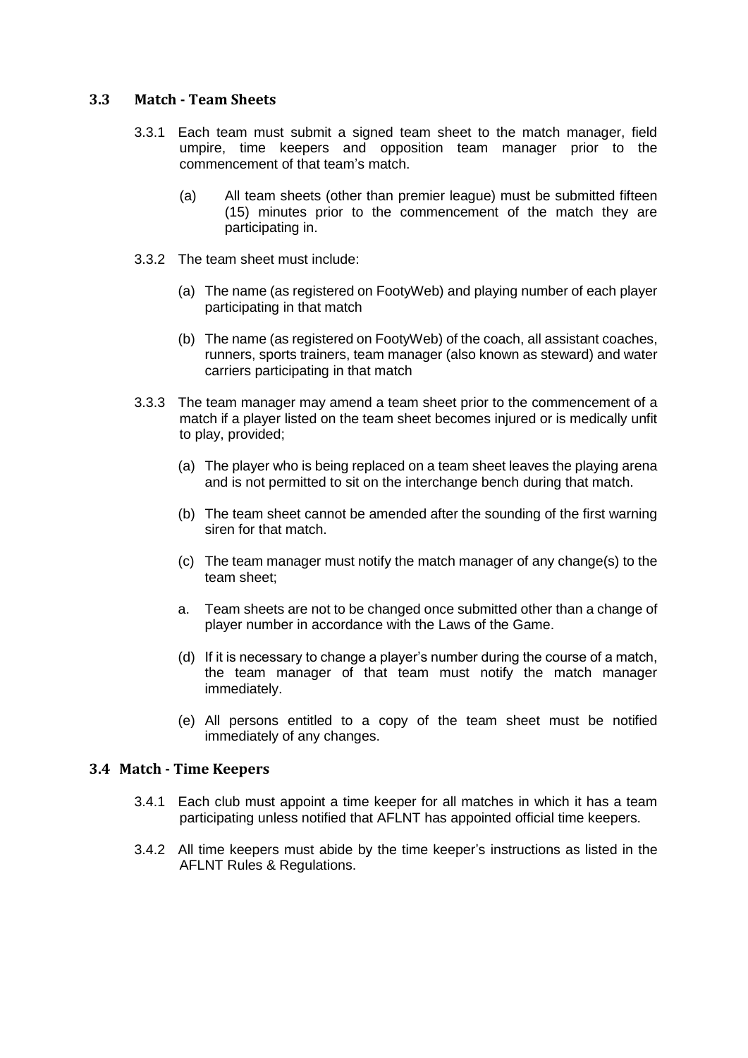### 3.3 Match - Team Sheets

3.3.1 Each team must submit a signed team sheet to the match manager, field umpire, time keepers and opposition team manager prior to the commencement of that team's match.

(a) All team sheets (other than premier league) must be submitted fifteen (15) minutes prior to the commencement of the match they are participating in.

3.3.2 The team sheet must include:

(a) The name (as registered on FootyWeb) and playing number of each player participating in that match

(b) The name (as registered on FootyWeb) of the coach, all assistant coaches, runners, sports trainers, team manager (also known as steward) and water carriers participating in that match

3.3.3 The team manager may amend a team sheet prior to the commencement of a match if a player listed on the team sheet becomes injured or is medically unfit to play, provided;

(a) The player who is being replaced on a team sheet leaves the playing arena and is not permitted to sit on the interchange bench during that match.

(b) The team sheet cannot be amended after the sounding of the first warning siren for that match.

(c) The team manager must notify the match manager of any change(s) to the team sheet;

a. Team sheets are not to be changed once submitted other than a change of player number in accordance with the Laws of the Game.

(d) If it is necessary to change a player's number during the course of a match, the team manager of that team must notify the match manager immediately.

(e) All persons entitled to a copy of the team sheet must be notified immediately of any changes.

### 3.4 Match - Time Keepers

3.4.1 Each club must appoint a time keeper for all matches in which it has a team participating unless notified that AFLNT has appointed official time keepers.

3.4.2 All time keepers must abide by the time keeper's instructions as listed in the AFLNT Rules & Regulations.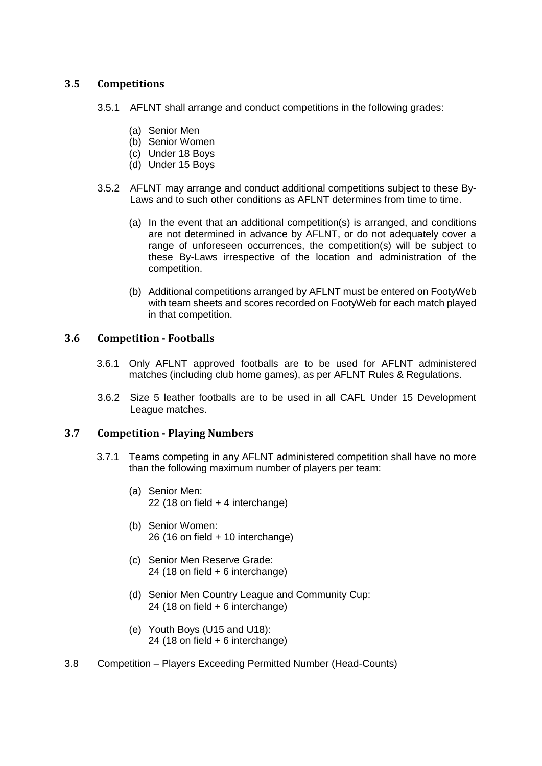### 3.5 Competitions

3.5.1 AFLNT shall arrange and conduct competitions in the following grades:

(a) Senior Men
(b) Senior Women
(c) Under 18 Boys
(d) Under 15 Boys

3.5.2 AFLNT may arrange and conduct additional competitions subject to these By-Laws and to such other conditions as AFLNT determines from time to time.

(a) In the event that an additional competition(s) is arranged, and conditions are not determined in advance by AFLNT, or do not adequately cover a range of unforeseen occurrences, the competition(s) will be subject to these By-Laws irrespective of the location and administration of the competition.

(b) Additional competitions arranged by AFLNT must be entered on FootyWeb with team sheets and scores recorded on FootyWeb for each match played in that competition.

### 3.6 Competition - Footballs

3.6.1 Only AFLNT approved footballs are to be used for AFLNT administered matches (including club home games), as per AFLNT Rules & Regulations.

3.6.2 Size 5 leather footballs are to be used in all CAFL Under 15 Development League matches.

### 3.7 Competition - Playing Numbers

3.7.1 Teams competing in any AFLNT administered competition shall have no more than the following maximum number of players per team:

(a) Senior Men:
22 (18 on field + 4 interchange)

(b) Senior Women:
26 (16 on field + 10 interchange)

(c) Senior Men Reserve Grade:
24 (18 on field + 6 interchange)

(d) Senior Men Country League and Community Cup:
24 (18 on field + 6 interchange)

(e) Youth Boys (U15 and U18):
24 (18 on field + 6 interchange)

3.8 Competition – Players Exceeding Permitted Number (Head-Counts)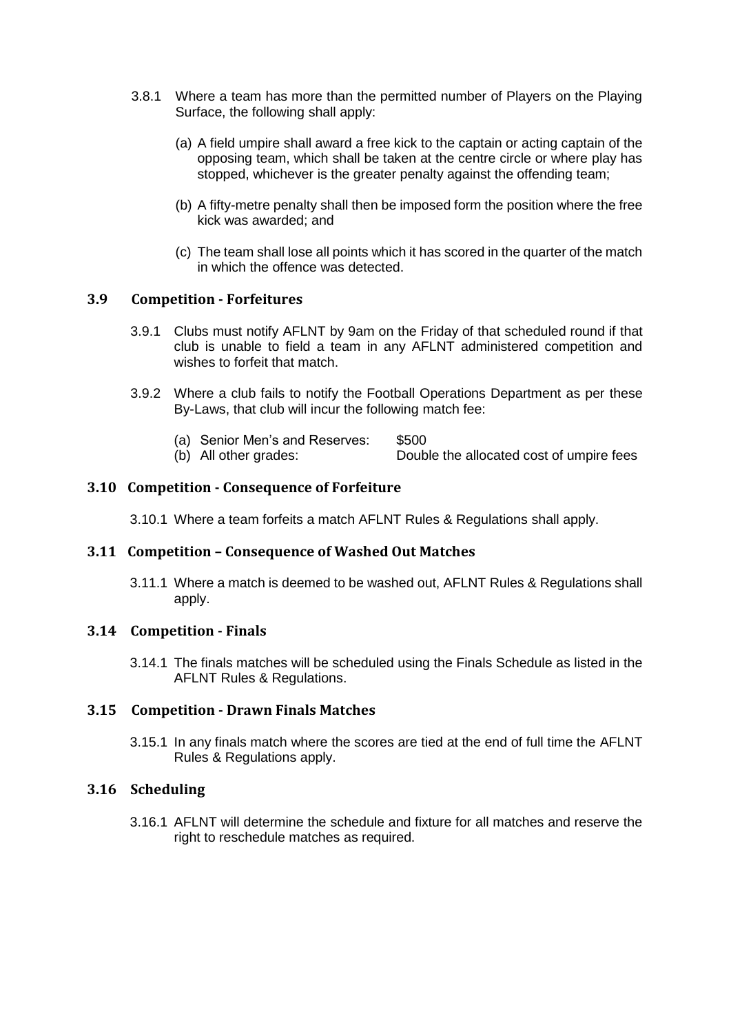3.8.1 Where a team has more than the permitted number of Players on the Playing Surface, the following shall apply:

(a) A field umpire shall award a free kick to the captain or acting captain of the opposing team, which shall be taken at the centre circle or where play has stopped, whichever is the greater penalty against the offending team;

(b) A fifty-metre penalty shall then be imposed form the position where the free kick was awarded; and

(c) The team shall lose all points which it has scored in the quarter of the match in which the offence was detected.

### 3.9 Competition - Forfeitures

3.9.1 Clubs must notify AFLNT by 9am on the Friday of that scheduled round if that club is unable to field a team in any AFLNT administered competition and wishes to forfeit that match.

3.9.2 Where a club fails to notify the Football Operations Department as per these By-Laws, that club will incur the following match fee:

(a) Senior Men's and Reserves: $500
(b) All other grades: Double the allocated cost of umpire fees

### 3.10 Competition - Consequence of Forfeiture

3.10.1 Where a team forfeits a match AFLNT Rules & Regulations shall apply.

### 3.11 Competition – Consequence of Washed Out Matches

3.11.1 Where a match is deemed to be washed out, AFLNT Rules & Regulations shall apply.

### 3.14 Competition - Finals

3.14.1 The finals matches will be scheduled using the Finals Schedule as listed in the AFLNT Rules & Regulations.

### 3.15 Competition - Drawn Finals Matches

3.15.1 In any finals match where the scores are tied at the end of full time the AFLNT Rules & Regulations apply.

### 3.16 Scheduling

3.16.1 AFLNT will determine the schedule and fixture for all matches and reserve the right to reschedule matches as required.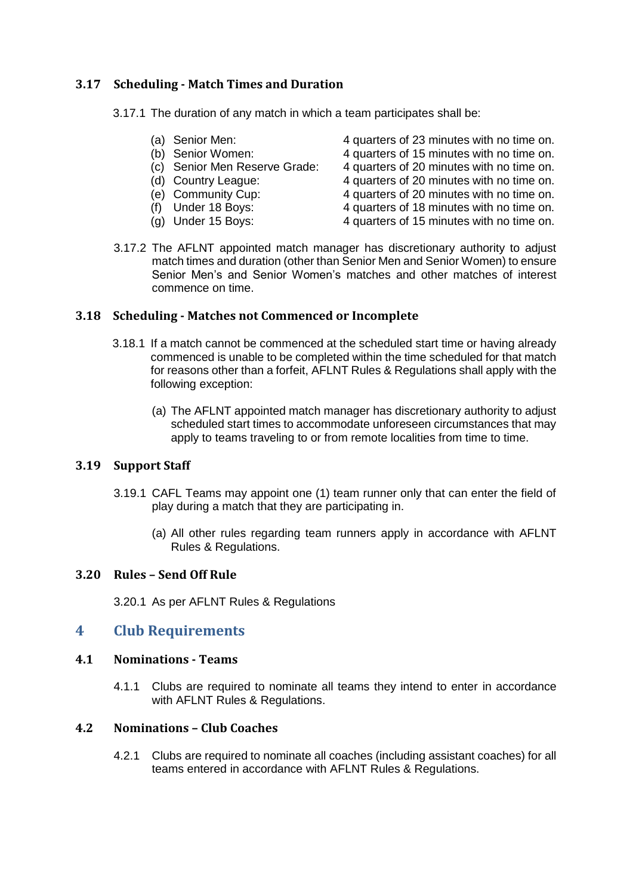### 3.17 Scheduling - Match Times and Duration

3.17.1 The duration of any match in which a team participates shall be:

| | | |
|---|---|---|
| (a) | Senior Men: | 4 quarters of 23 minutes with no time on. |
| (b) | Senior Women: | 4 quarters of 15 minutes with no time on. |
| (c) | Senior Men Reserve Grade: | 4 quarters of 20 minutes with no time on. |
| (d) | Country League: | 4 quarters of 20 minutes with no time on. |
| (e) | Community Cup: | 4 quarters of 20 minutes with no time on. |
| (f) | Under 18 Boys: | 4 quarters of 18 minutes with no time on. |
| (g) | Under 15 Boys: | 4 quarters of 15 minutes with no time on. |

3.17.2 The AFLNT appointed match manager has discretionary authority to adjust match times and duration (other than Senior Men and Senior Women) to ensure Senior Men's and Senior Women's matches and other matches of interest commence on time.

### 3.18 Scheduling - Matches not Commenced or Incomplete

3.18.1 If a match cannot be commenced at the scheduled start time or having already commenced is unable to be completed within the time scheduled for that match for reasons other than a forfeit, AFLNT Rules & Regulations shall apply with the following exception:

(a) The AFLNT appointed match manager has discretionary authority to adjust scheduled start times to accommodate unforeseen circumstances that may apply to teams traveling to or from remote localities from time to time.

### 3.19 Support Staff

3.19.1 CAFL Teams may appoint one (1) team runner only that can enter the field of play during a match that they are participating in.

(a) All other rules regarding team runners apply in accordance with AFLNT Rules & Regulations.

### 3.20 Rules – Send Off Rule

3.20.1 As per AFLNT Rules & Regulations

## 4 Club Requirements

### 4.1 Nominations - Teams

4.1.1 Clubs are required to nominate all teams they intend to enter in accordance with AFLNT Rules & Regulations.

### 4.2 Nominations – Club Coaches

4.2.1 Clubs are required to nominate all coaches (including assistant coaches) for all teams entered in accordance with AFLNT Rules & Regulations.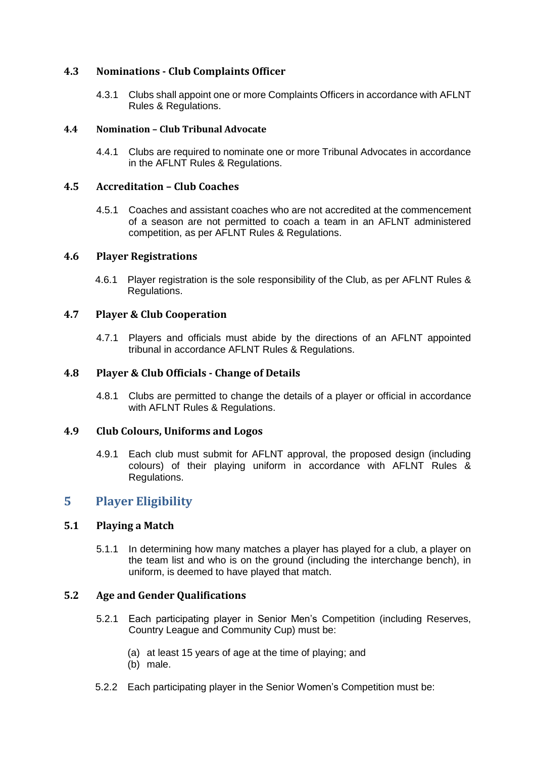### 4.3 Nominations - Club Complaints Officer

4.3.1 Clubs shall appoint one or more Complaints Officers in accordance with AFLNT Rules & Regulations.

### 4.4 Nomination – Club Tribunal Advocate

4.4.1 Clubs are required to nominate one or more Tribunal Advocates in accordance in the AFLNT Rules & Regulations.

### 4.5 Accreditation – Club Coaches

4.5.1 Coaches and assistant coaches who are not accredited at the commencement of a season are not permitted to coach a team in an AFLNT administered competition, as per AFLNT Rules & Regulations.

### 4.6 Player Registrations

4.6.1 Player registration is the sole responsibility of the Club, as per AFLNT Rules & Regulations.

### 4.7 Player & Club Cooperation

4.7.1 Players and officials must abide by the directions of an AFLNT appointed tribunal in accordance AFLNT Rules & Regulations.

### 4.8 Player & Club Officials - Change of Details

4.8.1 Clubs are permitted to change the details of a player or official in accordance with AFLNT Rules & Regulations.

### 4.9 Club Colours, Uniforms and Logos

4.9.1 Each club must submit for AFLNT approval, the proposed design (including colours) of their playing uniform in accordance with AFLNT Rules & Regulations.

## 5 Player Eligibility

### 5.1 Playing a Match

5.1.1 In determining how many matches a player has played for a club, a player on the team list and who is on the ground (including the interchange bench), in uniform, is deemed to have played that match.

### 5.2 Age and Gender Qualifications

5.2.1 Each participating player in Senior Men's Competition (including Reserves, Country League and Community Cup) must be:

(a) at least 15 years of age at the time of playing; and
(b) male.

5.2.2 Each participating player in the Senior Women's Competition must be: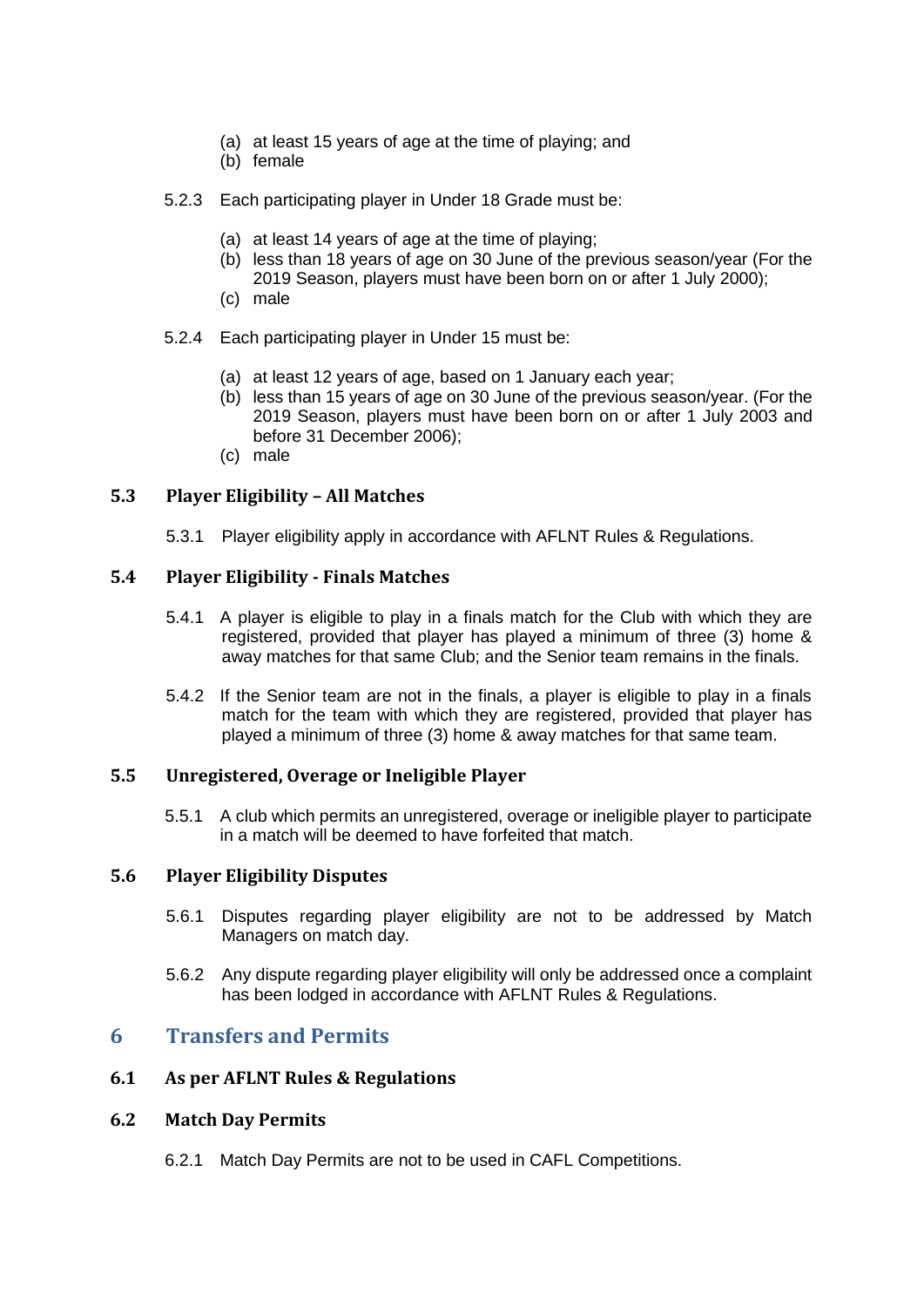(a) at least 15 years of age at the time of playing; and
(b) female

5.2.3 Each participating player in Under 18 Grade must be:

(a) at least 14 years of age at the time of playing;
(b) less than 18 years of age on 30 June of the previous season/year (For the 2019 Season, players must have been born on or after 1 July 2000);
(c) male

5.2.4 Each participating player in Under 15 must be:

(a) at least 12 years of age, based on 1 January each year;
(b) less than 15 years of age on 30 June of the previous season/year. (For the 2019 Season, players must have been born on or after 1 July 2003 and before 31 December 2006);
(c) male

### 5.3 Player Eligibility – All Matches

5.3.1 Player eligibility apply in accordance with AFLNT Rules & Regulations.

### 5.4 Player Eligibility - Finals Matches

5.4.1 A player is eligible to play in a finals match for the Club with which they are registered, provided that player has played a minimum of three (3) home & away matches for that same Club; and the Senior team remains in the finals.

5.4.2 If the Senior team are not in the finals, a player is eligible to play in a finals match for the team with which they are registered, provided that player has played a minimum of three (3) home & away matches for that same team.

### 5.5 Unregistered, Overage or Ineligible Player

5.5.1 A club which permits an unregistered, overage or ineligible player to participate in a match will be deemed to have forfeited that match.

### 5.6 Player Eligibility Disputes

5.6.1 Disputes regarding player eligibility are not to be addressed by Match Managers on match day.

5.6.2 Any dispute regarding player eligibility will only be addressed once a complaint has been lodged in accordance with AFLNT Rules & Regulations.

## 6 Transfers and Permits

### 6.1 As per AFLNT Rules & Regulations

### 6.2 Match Day Permits

6.2.1 Match Day Permits are not to be used in CAFL Competitions.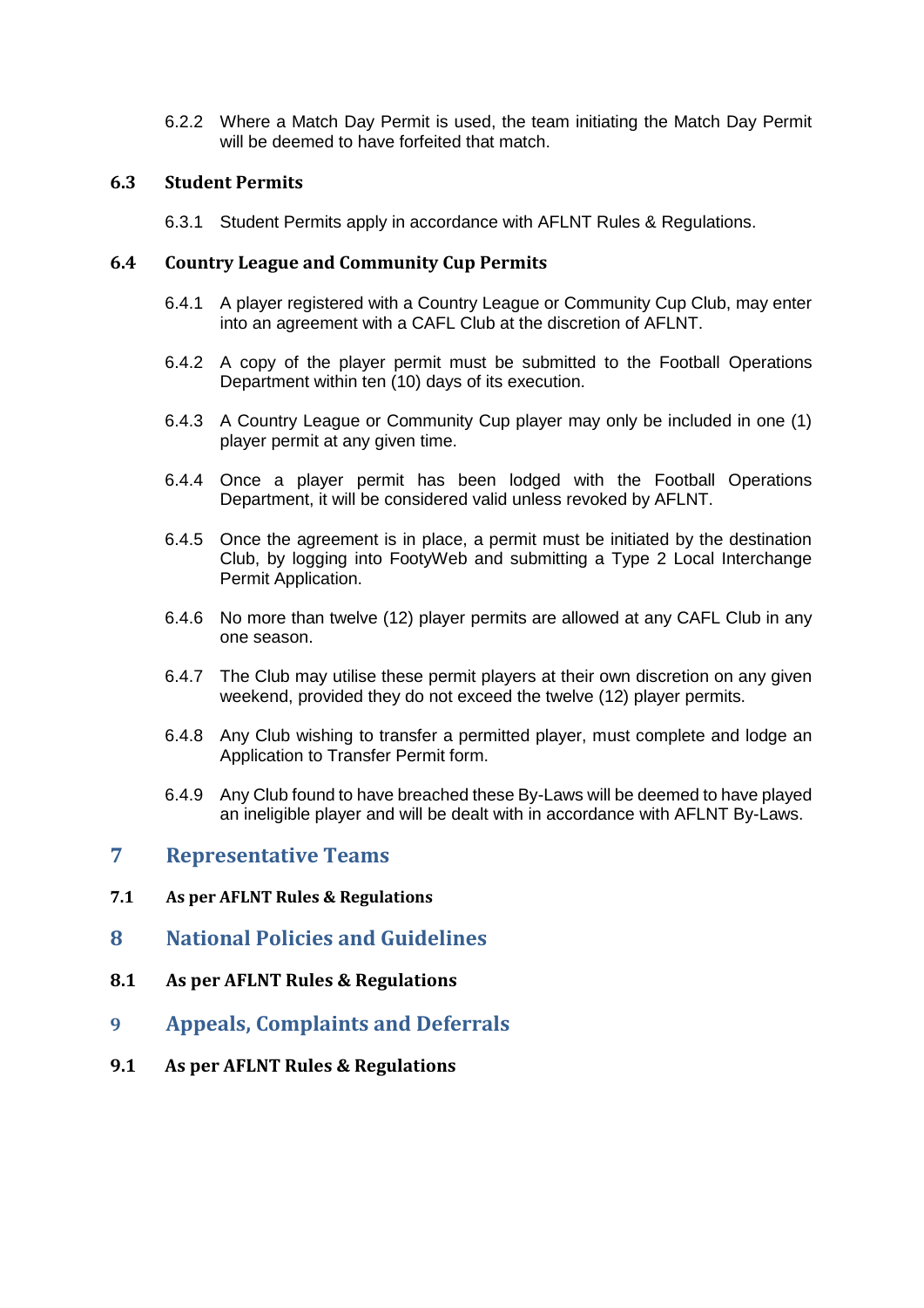6.2.2 Where a Match Day Permit is used, the team initiating the Match Day Permit will be deemed to have forfeited that match.

### 6.3 Student Permits

6.3.1 Student Permits apply in accordance with AFLNT Rules & Regulations.

### 6.4 Country League and Community Cup Permits

6.4.1 A player registered with a Country League or Community Cup Club, may enter into an agreement with a CAFL Club at the discretion of AFLNT.

6.4.2 A copy of the player permit must be submitted to the Football Operations Department within ten (10) days of its execution.

6.4.3 A Country League or Community Cup player may only be included in one (1) player permit at any given time.

6.4.4 Once a player permit has been lodged with the Football Operations Department, it will be considered valid unless revoked by AFLNT.

6.4.5 Once the agreement is in place, a permit must be initiated by the destination Club, by logging into FootyWeb and submitting a Type 2 Local Interchange Permit Application.

6.4.6 No more than twelve (12) player permits are allowed at any CAFL Club in any one season.

6.4.7 The Club may utilise these permit players at their own discretion on any given weekend, provided they do not exceed the twelve (12) player permits.

6.4.8 Any Club wishing to transfer a permitted player, must complete and lodge an Application to Transfer Permit form.

6.4.9 Any Club found to have breached these By-Laws will be deemed to have played an ineligible player and will be dealt with in accordance with AFLNT By-Laws.

## 7 Representative Teams

### 7.1 As per AFLNT Rules & Regulations

## 8 National Policies and Guidelines

### 8.1 As per AFLNT Rules & Regulations

## 9 Appeals, Complaints and Deferrals

### 9.1 As per AFLNT Rules & Regulations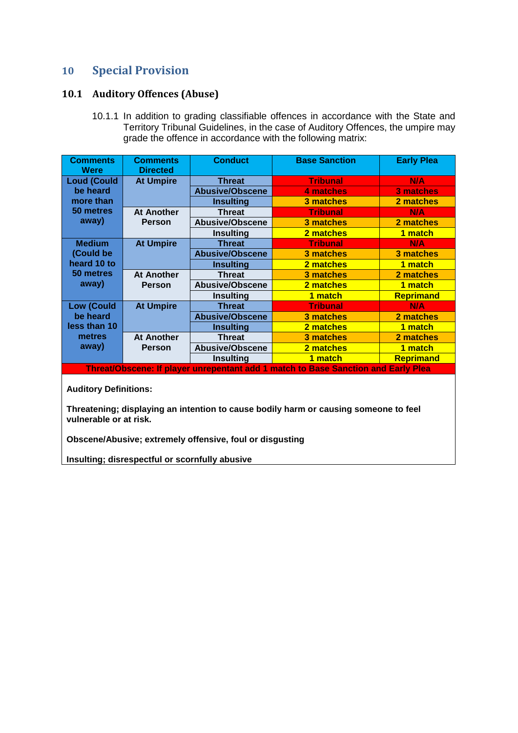## 10 Special Provision

### 10.1 Auditory Offences (Abuse)

10.1.1 In addition to grading classifiable offences in accordance with the State and Territory Tribunal Guidelines, in the case of Auditory Offences, the umpire may grade the offence in accordance with the following matrix:

| Comments Were | Comments Directed | Conduct | Base Sanction | Early Plea |
|---|---|---|---|---|
| Loud (Could be heard more than 50 metres away) | At Umpire | Threat | Tribunal | N/A |
| | | Abusive/Obscene | 4 matches | 3 matches |
| | | Insulting | 3 matches | 2 matches |
| | At Another Person | Threat | Tribunal | N/A |
| | | Abusive/Obscene | 3 matches | 2 matches |
| | | Insulting | 2 matches | 1 match |
| Medium (Could be heard 10 to 50 metres away) | At Umpire | Threat | Tribunal | N/A |
| | | Abusive/Obscene | 3 matches | 3 matches |
| | | Insulting | 2 matches | 1 match |
| | At Another Person | Threat | 3 matches | 2 matches |
| | | Abusive/Obscene | 2 matches | 1 match |
| | | Insulting | 1 match | Reprimand |
| Low (Could be heard less than 10 metres away) | At Umpire | Threat | Tribunal | N/A |
| | | Abusive/Obscene | 3 matches | 2 matches |
| | | Insulting | 2 matches | 1 match |
| | At Another Person | Threat | 3 matches | 2 matches |
| | | Abusive/Obscene | 2 matches | 1 match |
| | | Insulting | 1 match | Reprimand |
| Threat/Obscene: If player unrepentant add 1 match to Base Sanction and Early Plea | | | | |

**Auditory Definitions:**

**Threatening; displaying an intention to cause bodily harm or causing someone to feel vulnerable or at risk.**

**Obscene/Abusive; extremely offensive, foul or disgusting**

**Insulting; disrespectful or scornfully abusive**